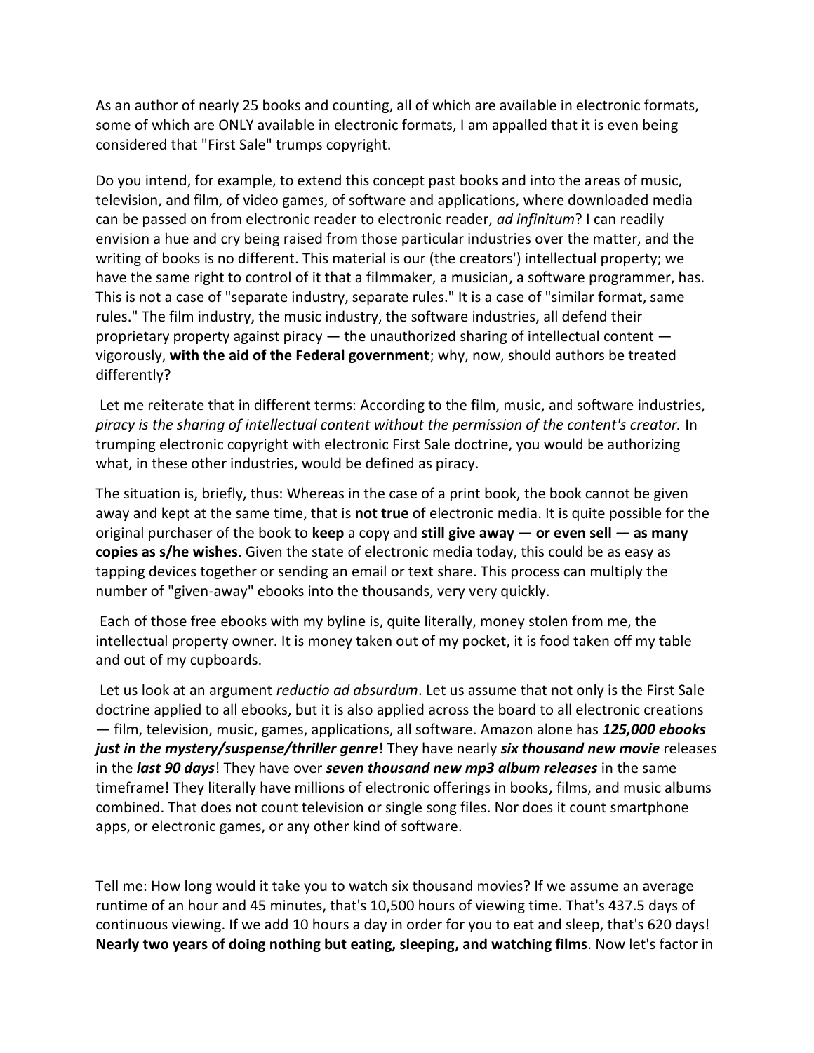As an author of nearly 25 books and counting, all of which are available in electronic formats, some of which are ONLY available in electronic formats, I am appalled that it is even being considered that "First Sale" trumps copyright.

Do you intend, for example, to extend this concept past books and into the areas of music, television, and film, of video games, of software and applications, where downloaded media can be passed on from electronic reader to electronic reader, *ad infinitum*? I can readily envision a hue and cry being raised from those particular industries over the matter, and the writing of books is no different. This material is our (the creators') intellectual property; we have the same right to control of it that a filmmaker, a musician, a software programmer, has. This is not a case of "separate industry, separate rules." It is a case of "similar format, same rules." The film industry, the music industry, the software industries, all defend their proprietary property against piracy — the unauthorized sharing of intellectual content — vigorously, **with the aid of the Federal government**; why, now, should authors be treated differently?

Let me reiterate that in different terms: According to the film, music, and software industries, *piracy is the sharing of intellectual content without the permission of the content's creator.* In trumping electronic copyright with electronic First Sale doctrine, you would be authorizing what, in these other industries, would be defined as piracy.

The situation is, briefly, thus: Whereas in the case of a print book, the book cannot be given away and kept at the same time, that is **not true** of electronic media. It is quite possible for the original purchaser of the book to **keep** a copy and **still give away — or even sell — as many copies as s/he wishes**. Given the state of electronic media today, this could be as easy as tapping devices together or sending an email or text share. This process can multiply the number of "given-away" ebooks into the thousands, very very quickly.

Each of those free ebooks with my byline is, quite literally, money stolen from me, the intellectual property owner. It is money taken out of my pocket, it is food taken off my table and out of my cupboards.

Let us look at an argument *reductio ad absurdum*. Let us assume that not only is the First Sale doctrine applied to all ebooks, but it is also applied across the board to all electronic creations — film, television, music, games, applications, all software. Amazon alone has ***125,000 ebooks just in the mystery/suspense/thriller genre***! They have nearly ***six thousand new movie*** releases in the ***last 90 days***! They have over ***seven thousand new mp3 album releases*** in the same timeframe! They literally have millions of electronic offerings in books, films, and music albums combined. That does not count television or single song files. Nor does it count smartphone apps, or electronic games, or any other kind of software.

Tell me: How long would it take you to watch six thousand movies? If we assume an average runtime of an hour and 45 minutes, that's 10,500 hours of viewing time. That's 437.5 days of continuous viewing. If we add 10 hours a day in order for you to eat and sleep, that's 620 days! **Nearly two years of doing nothing but eating, sleeping, and watching films**. Now let's factor in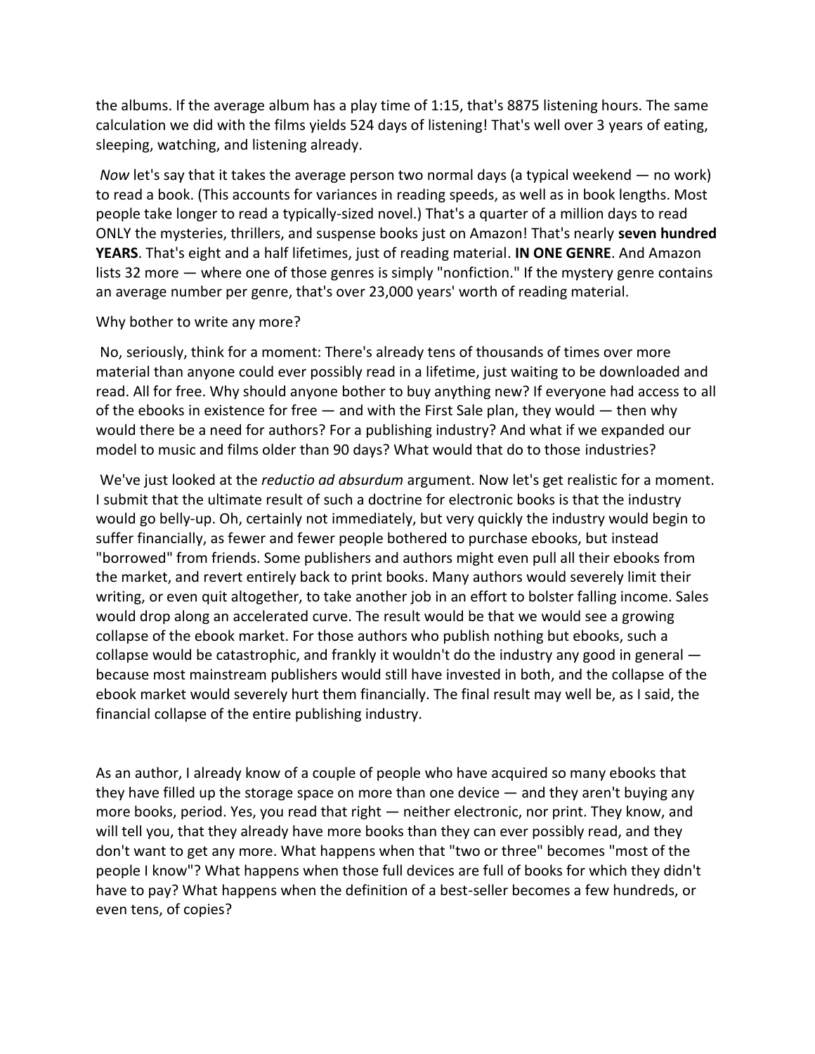the albums. If the average album has a play time of 1:15, that's 8875 listening hours. The same calculation we did with the films yields 524 days of listening! That's well over 3 years of eating, sleeping, watching, and listening already.

*Now* let's say that it takes the average person two normal days (a typical weekend — no work) to read a book. (This accounts for variances in reading speeds, as well as in book lengths. Most people take longer to read a typically-sized novel.) That's a quarter of a million days to read ONLY the mysteries, thrillers, and suspense books just on Amazon! That's nearly **seven hundred YEARS**. That's eight and a half lifetimes, just of reading material. **IN ONE GENRE**. And Amazon lists 32 more — where one of those genres is simply "nonfiction." If the mystery genre contains an average number per genre, that's over 23,000 years' worth of reading material.

Why bother to write any more?

No, seriously, think for a moment: There's already tens of thousands of times over more material than anyone could ever possibly read in a lifetime, just waiting to be downloaded and read. All for free. Why should anyone bother to buy anything new? If everyone had access to all of the ebooks in existence for free — and with the First Sale plan, they would — then why would there be a need for authors? For a publishing industry? And what if we expanded our model to music and films older than 90 days? What would that do to those industries?

We've just looked at the *reductio ad absurdum* argument. Now let's get realistic for a moment. I submit that the ultimate result of such a doctrine for electronic books is that the industry would go belly-up. Oh, certainly not immediately, but very quickly the industry would begin to suffer financially, as fewer and fewer people bothered to purchase ebooks, but instead "borrowed" from friends. Some publishers and authors might even pull all their ebooks from the market, and revert entirely back to print books. Many authors would severely limit their writing, or even quit altogether, to take another job in an effort to bolster falling income. Sales would drop along an accelerated curve. The result would be that we would see a growing collapse of the ebook market. For those authors who publish nothing but ebooks, such a collapse would be catastrophic, and frankly it wouldn't do the industry any good in general — because most mainstream publishers would still have invested in both, and the collapse of the ebook market would severely hurt them financially. The final result may well be, as I said, the financial collapse of the entire publishing industry.

As an author, I already know of a couple of people who have acquired so many ebooks that they have filled up the storage space on more than one device — and they aren't buying any more books, period. Yes, you read that right — neither electronic, nor print. They know, and will tell you, that they already have more books than they can ever possibly read, and they don't want to get any more. What happens when that "two or three" becomes "most of the people I know"? What happens when those full devices are full of books for which they didn't have to pay? What happens when the definition of a best-seller becomes a few hundreds, or even tens, of copies?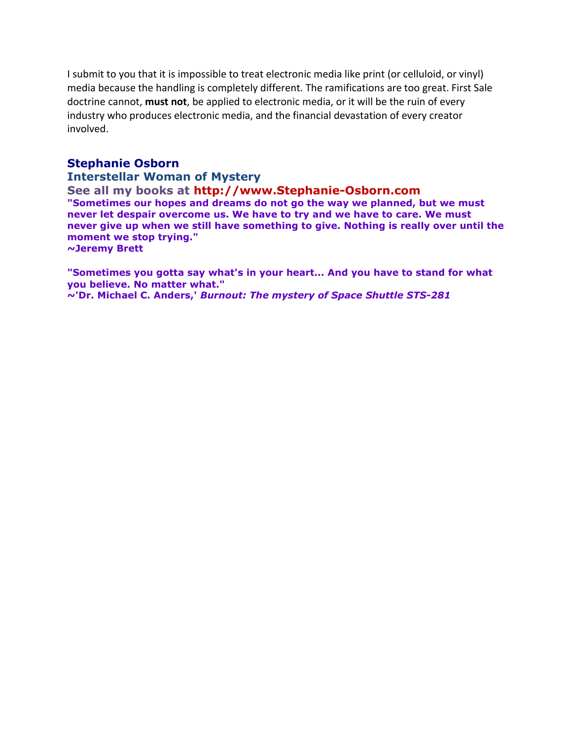I submit to you that it is impossible to treat electronic media like print (or celluloid, or vinyl) media because the handling is completely different. The ramifications are too great. First Sale doctrine cannot, **must not**, be applied to electronic media, or it will be the ruin of every industry who produces electronic media, and the financial devastation of every creator involved.

**Stephanie Osborn**
**Interstellar Woman of Mystery**
**See all my books at http://www.Stephanie-Osborn.com**
**"Sometimes our hopes and dreams do not go the way we planned, but we must never let despair overcome us. We have to try and we have to care. We must never give up when we still have something to give. Nothing is really over until the moment we stop trying."**
**~Jeremy Brett**

**"Sometimes you gotta say what's in your heart... And you have to stand for what you believe. No matter what."**
**~'Dr. Michael C. Anders,'** ***Burnout: The mystery of Space Shuttle STS-281***